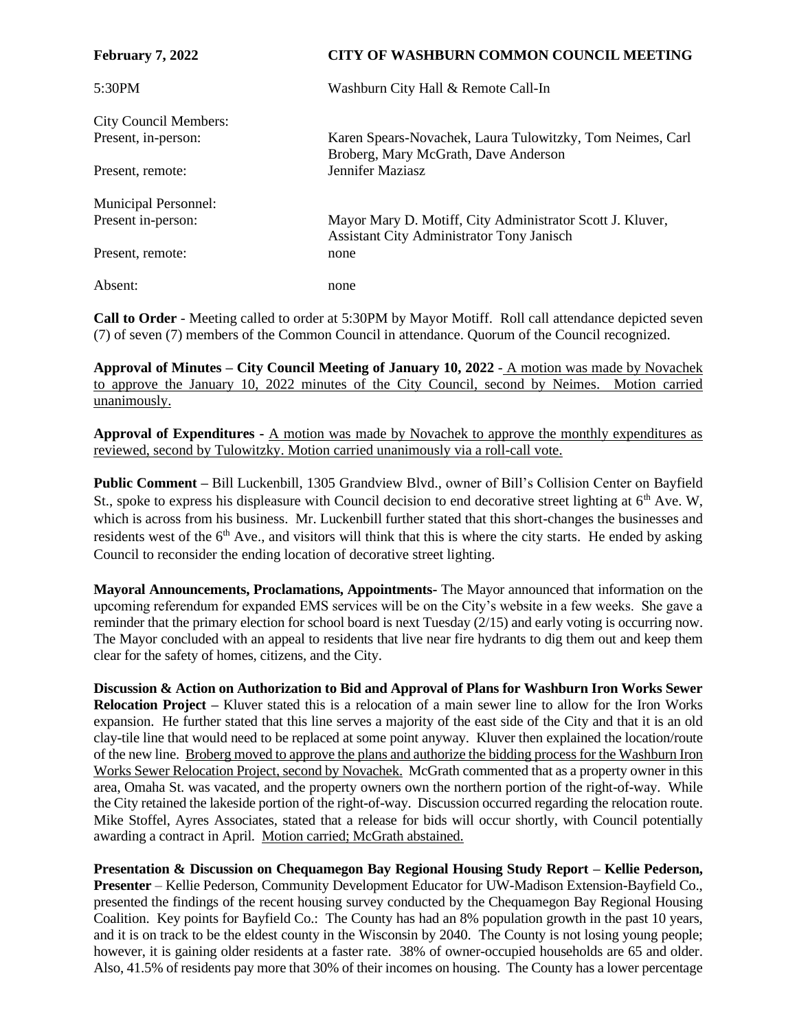**February 7, 2022** **CITY OF WASHBURN COMMON COUNCIL MEETING**

5:30PM Washburn City Hall & Remote Call-In

City Council Members:
Present, in-person: Karen Spears-Novachek, Laura Tulowitzky, Tom Neimes, Carl Broberg, Mary McGrath, Dave Anderson
Present, remote: Jennifer Maziasz

Municipal Personnel:
Present in-person: Mayor Mary D. Motiff, City Administrator Scott J. Kluver, Assistant City Administrator Tony Janisch
Present, remote: none

Absent: none

**Call to Order** - Meeting called to order at 5:30PM by Mayor Motiff. Roll call attendance depicted seven (7) of seven (7) members of the Common Council in attendance. Quorum of the Council recognized.

**Approval of Minutes – City Council Meeting of January 10, 2022** - A motion was made by Novachek to approve the January 10, 2022 minutes of the City Council, second by Neimes. Motion carried unanimously.

**Approval of Expenditures** - A motion was made by Novachek to approve the monthly expenditures as reviewed, second by Tulowitzky. Motion carried unanimously via a roll-call vote.

**Public Comment** – Bill Luckenbill, 1305 Grandview Blvd., owner of Bill's Collision Center on Bayfield St., spoke to express his displeasure with Council decision to end decorative street lighting at 6th Ave. W, which is across from his business. Mr. Luckenbill further stated that this short-changes the businesses and residents west of the 6th Ave., and visitors will think that this is where the city starts. He ended by asking Council to reconsider the ending location of decorative street lighting.

**Mayoral Announcements, Proclamations, Appointments**- The Mayor announced that information on the upcoming referendum for expanded EMS services will be on the City's website in a few weeks. She gave a reminder that the primary election for school board is next Tuesday (2/15) and early voting is occurring now. The Mayor concluded with an appeal to residents that live near fire hydrants to dig them out and keep them clear for the safety of homes, citizens, and the City.

**Discussion & Action on Authorization to Bid and Approval of Plans for Washburn Iron Works Sewer Relocation Project** – Kluver stated this is a relocation of a main sewer line to allow for the Iron Works expansion. He further stated that this line serves a majority of the east side of the City and that it is an old clay-tile line that would need to be replaced at some point anyway. Kluver then explained the location/route of the new line. Broberg moved to approve the plans and authorize the bidding process for the Washburn Iron Works Sewer Relocation Project, second by Novachek. McGrath commented that as a property owner in this area, Omaha St. was vacated, and the property owners own the northern portion of the right-of-way. While the City retained the lakeside portion of the right-of-way. Discussion occurred regarding the relocation route. Mike Stoffel, Ayres Associates, stated that a release for bids will occur shortly, with Council potentially awarding a contract in April. Motion carried; McGrath abstained.

**Presentation & Discussion on Chequamegon Bay Regional Housing Study Report – Kellie Pederson, Presenter** – Kellie Pederson, Community Development Educator for UW-Madison Extension-Bayfield Co., presented the findings of the recent housing survey conducted by the Chequamegon Bay Regional Housing Coalition. Key points for Bayfield Co.: The County has had an 8% population growth in the past 10 years, and it is on track to be the eldest county in the Wisconsin by 2040. The County is not losing young people; however, it is gaining older residents at a faster rate. 38% of owner-occupied households are 65 and older. Also, 41.5% of residents pay more that 30% of their incomes on housing. The County has a lower percentage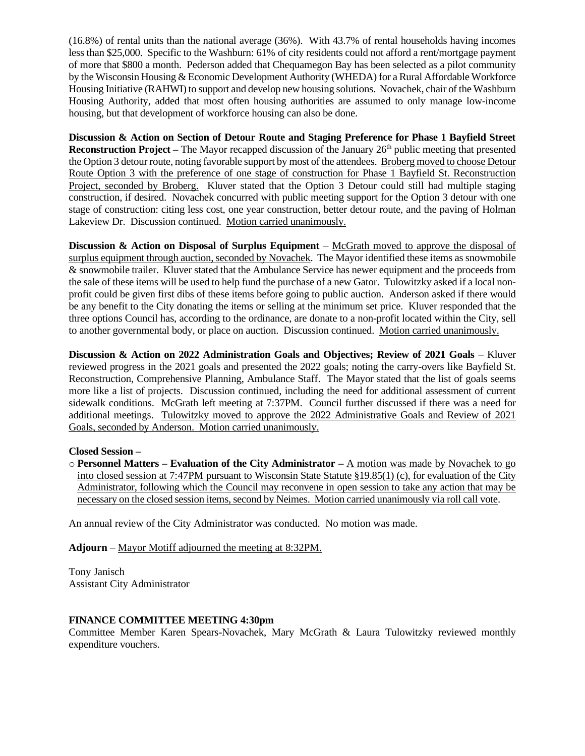(16.8%) of rental units than the national average (36%). With 43.7% of rental households having incomes less than $25,000. Specific to the Washburn: 61% of city residents could not afford a rent/mortgage payment of more that $800 a month. Pederson added that Chequamegon Bay has been selected as a pilot community by the Wisconsin Housing & Economic Development Authority (WHEDA) for a Rural Affordable Workforce Housing Initiative (RAHWI) to support and develop new housing solutions. Novachek, chair of the Washburn Housing Authority, added that most often housing authorities are assumed to only manage low-income housing, but that development of workforce housing can also be done.

**Discussion & Action on Section of Detour Route and Staging Preference for Phase 1 Bayfield Street Reconstruction Project –** The Mayor recapped discussion of the January 26th public meeting that presented the Option 3 detour route, noting favorable support by most of the attendees. Broberg moved to choose Detour Route Option 3 with the preference of one stage of construction for Phase 1 Bayfield St. Reconstruction Project, seconded by Broberg. Kluver stated that the Option 3 Detour could still had multiple staging construction, if desired. Novachek concurred with public meeting support for the Option 3 detour with one stage of construction: citing less cost, one year construction, better detour route, and the paving of Holman Lakeview Dr. Discussion continued. Motion carried unanimously.

**Discussion & Action on Disposal of Surplus Equipment** – McGrath moved to approve the disposal of surplus equipment through auction, seconded by Novachek. The Mayor identified these items as snowmobile & snowmobile trailer. Kluver stated that the Ambulance Service has newer equipment and the proceeds from the sale of these items will be used to help fund the purchase of a new Gator. Tulowitzky asked if a local non-profit could be given first dibs of these items before going to public auction. Anderson asked if there would be any benefit to the City donating the items or selling at the minimum set price. Kluver responded that the three options Council has, according to the ordinance, are donate to a non-profit located within the City, sell to another governmental body, or place on auction. Discussion continued. Motion carried unanimously.

**Discussion & Action on 2022 Administration Goals and Objectives; Review of 2021 Goals** – Kluver reviewed progress in the 2021 goals and presented the 2022 goals; noting the carry-overs like Bayfield St. Reconstruction, Comprehensive Planning, Ambulance Staff. The Mayor stated that the list of goals seems more like a list of projects. Discussion continued, including the need for additional assessment of current sidewalk conditions. McGrath left meeting at 7:37PM. Council further discussed if there was a need for additional meetings. Tulowitzky moved to approve the 2022 Administrative Goals and Review of 2021 Goals, seconded by Anderson. Motion carried unanimously.

**Closed Session –**

- **Personnel Matters – Evaluation of the City Administrator –** A motion was made by Novachek to go into closed session at 7:47PM pursuant to Wisconsin State Statute §19.85(1) (c), for evaluation of the City Administrator, following which the Council may reconvene in open session to take any action that may be necessary on the closed session items, second by Neimes. Motion carried unanimously via roll call vote.

An annual review of the City Administrator was conducted. No motion was made.

**Adjourn** – Mayor Motiff adjourned the meeting at 8:32PM.

Tony Janisch
Assistant City Administrator

**FINANCE COMMITTEE MEETING 4:30pm**
Committee Member Karen Spears-Novachek, Mary McGrath & Laura Tulowitzky reviewed monthly expenditure vouchers.